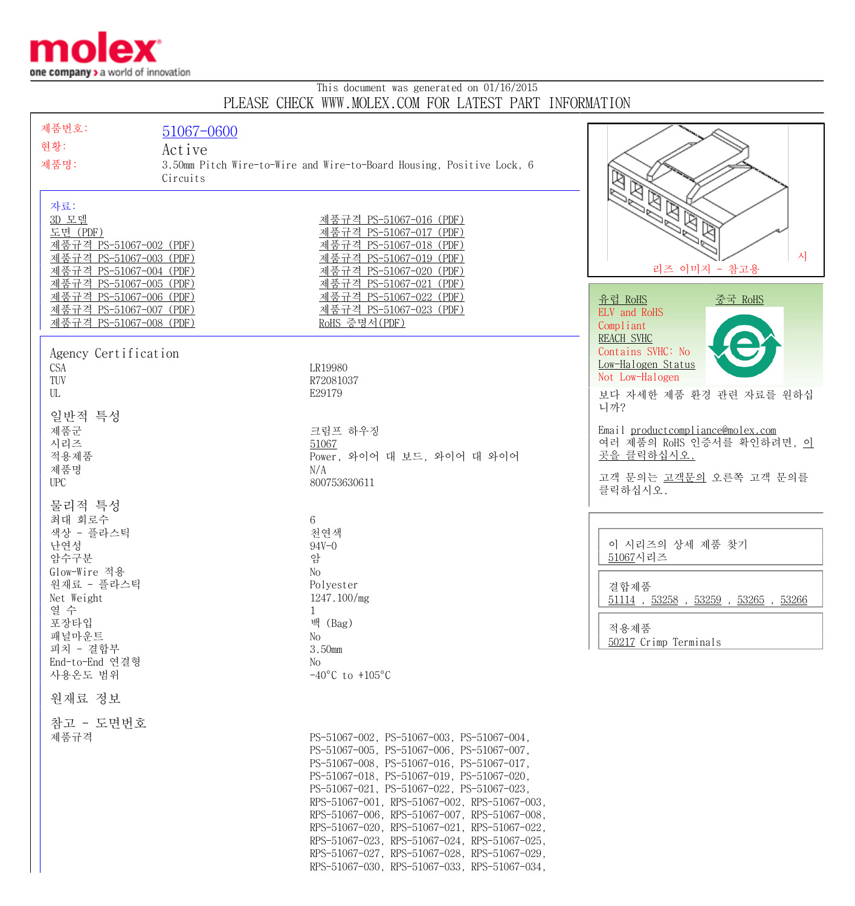molex
one company > a world of innovation

This document was generated on 01/16/2015

PLEASE CHECK WWW.MOLEX.COM FOR LATEST PART INFORMATION

제품번호: 51067-0600

현황: Active

제품명: 3.50mm Pitch Wire-to-Wire and Wire-to-Board Housing, Positive Lock, 6 Circuits

시리즈 이미지 - 참고용

자료:
- 3D 모델
- 도면 (PDF)
- 제품규격 PS-51067-002 (PDF)
- 제품규격 PS-51067-003 (PDF)
- 제품규격 PS-51067-004 (PDF)
- 제품규격 PS-51067-005 (PDF)
- 제품규격 PS-51067-006 (PDF)
- 제품규격 PS-51067-007 (PDF)
- 제품규격 PS-51067-008 (PDF)
- 제품규격 PS-51067-016 (PDF)
- 제품규격 PS-51067-017 (PDF)
- 제품규격 PS-51067-018 (PDF)
- 제품규격 PS-51067-019 (PDF)
- 제품규격 PS-51067-020 (PDF)
- 제품규격 PS-51067-021 (PDF)
- 제품규격 PS-51067-022 (PDF)
- 제품규격 PS-51067-023 (PDF)
- RoHS 증명서(PDF)

유럽 RoHS　　중국 RoHS
ELV and RoHS
Compliant
REACH SVHC
Contains SVHC: No
Low-Halogen Status
Not Low-Halogen

보다 자세한 제품 환경 관련 자료를 원하십니까?

Email productcompliance@molex.com
여러 제품의 RoHS 인증서를 확인하려면, 이 곳을 클릭하십시오.

고객 문의는 고객문의 오른쪽 고객 문의를 클릭하십시오.

## Agency Certification

| | |
|---|---|
| CSA | LR19980 |
| TUV | R72081037 |
| UL | E29179 |

## 일반적 특성

| | |
|---|---|
| 제품군 | 크림프 하우징 |
| 시리즈 | 51067 |
| 적용제품 | Power, 와이어 대 보드, 와이어 대 와이어 |
| 제품명 | N/A |
| UPC | 800753630611 |

## 물리적 특성

| | |
|---|---|
| 최대 회로수 | 6 |
| 색상 - 플라스틱 | 천연색 |
| 난연성 | 94V-0 |
| 암수구분 | 암 |
| Glow-Wire 적용 | No |
| 원재료 - 플라스틱 | Polyester |
| Net Weight | 1247.100/mg |
| 열 수 | 1 |
| 포장타입 | 백 (Bag) |
| 패널마운트 | No |
| 피치 - 결합부 | 3.50mm |
| End-to-End 연결형 | No |
| 사용온도 범위 | -40°C to +105°C |

## 원재료 정보

## 참고 - 도면번호

제품규격: PS-51067-002, PS-51067-003, PS-51067-004, PS-51067-005, PS-51067-006, PS-51067-007, PS-51067-008, PS-51067-016, PS-51067-017, PS-51067-018, PS-51067-019, PS-51067-020, PS-51067-021, PS-51067-022, PS-51067-023, RPS-51067-001, RPS-51067-002, RPS-51067-003, RPS-51067-006, RPS-51067-007, RPS-51067-008, RPS-51067-020, RPS-51067-021, RPS-51067-022, RPS-51067-023, RPS-51067-024, RPS-51067-025, RPS-51067-027, RPS-51067-028, RPS-51067-029, RPS-51067-030, RPS-51067-033, RPS-51067-034,

이 시리즈의 상세 제품 찾기
51067시리즈

결합제품
51114 , 53258 , 53259 , 53265 , 53266

적용제품
50217 Crimp Terminals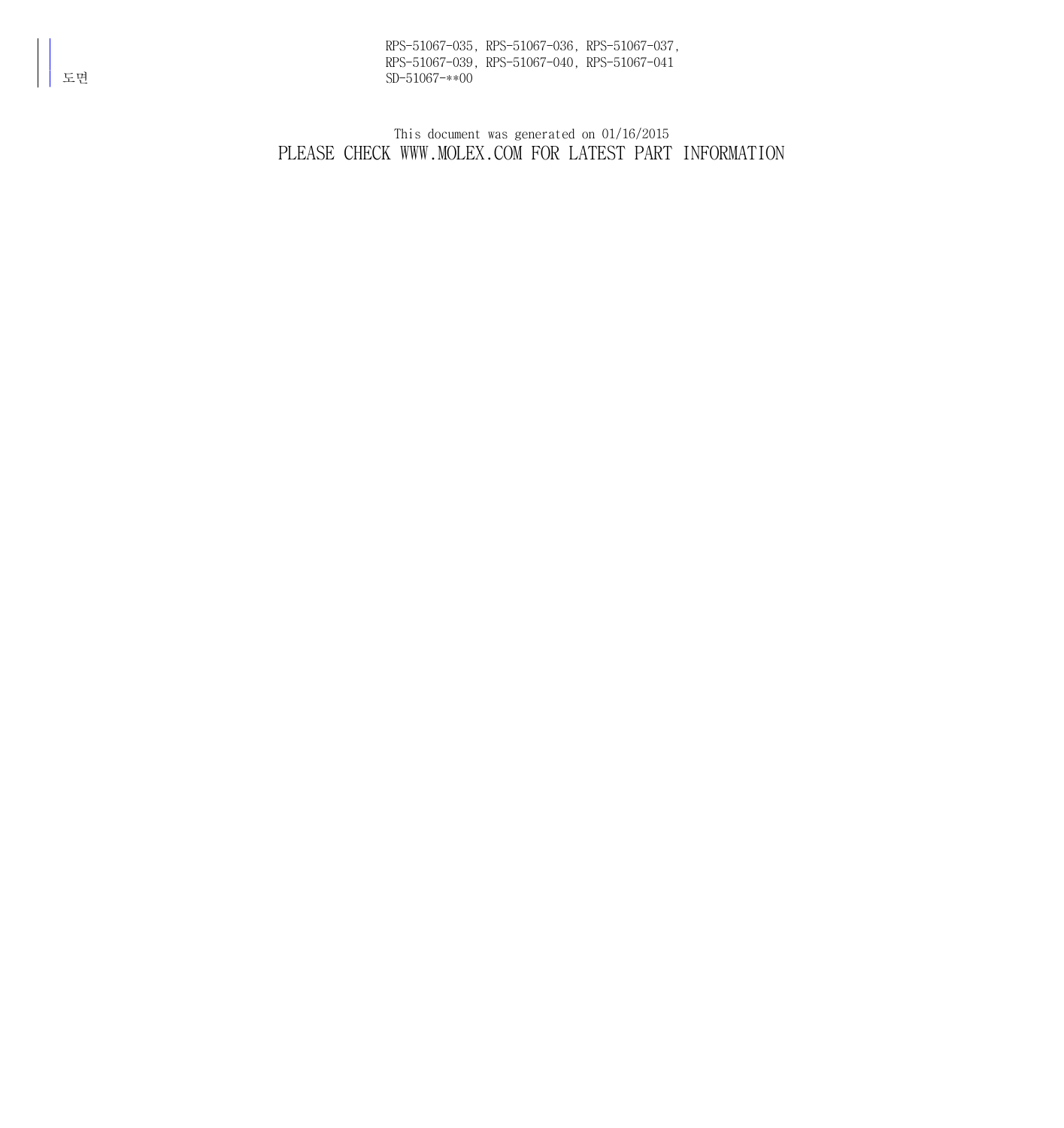도면

RPS-51067-035, RPS-51067-036, RPS-51067-037,
RPS-51067-039, RPS-51067-040, RPS-51067-041
SD-51067-**00

This document was generated on 01/16/2015

PLEASE CHECK WWW.MOLEX.COM FOR LATEST PART INFORMATION